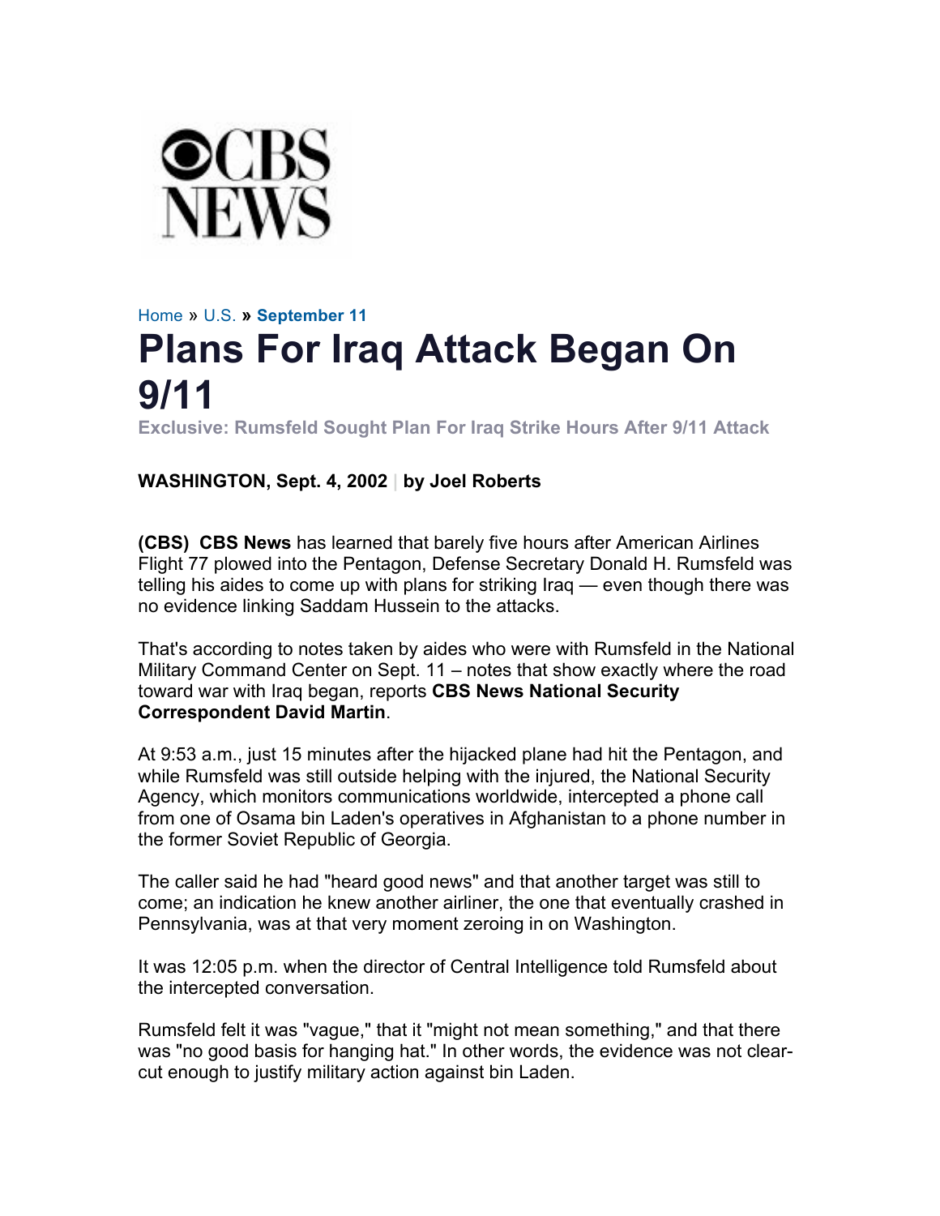CBS NEWS

Home » U.S. » **September 11**

# Plans For Iraq Attack Began On 9/11

**Exclusive: Rumsfeld Sought Plan For Iraq Strike Hours After 9/11 Attack**

**WASHINGTON, Sept. 4, 2002 | by Joel Roberts**

**(CBS) CBS News** has learned that barely five hours after American Airlines Flight 77 plowed into the Pentagon, Defense Secretary Donald H. Rumsfeld was telling his aides to come up with plans for striking Iraq — even though there was no evidence linking Saddam Hussein to the attacks.

That's according to notes taken by aides who were with Rumsfeld in the National Military Command Center on Sept. 11 – notes that show exactly where the road toward war with Iraq began, reports **CBS News National Security Correspondent David Martin**.

At 9:53 a.m., just 15 minutes after the hijacked plane had hit the Pentagon, and while Rumsfeld was still outside helping with the injured, the National Security Agency, which monitors communications worldwide, intercepted a phone call from one of Osama bin Laden's operatives in Afghanistan to a phone number in the former Soviet Republic of Georgia.

The caller said he had "heard good news" and that another target was still to come; an indication he knew another airliner, the one that eventually crashed in Pennsylvania, was at that very moment zeroing in on Washington.

It was 12:05 p.m. when the director of Central Intelligence told Rumsfeld about the intercepted conversation.

Rumsfeld felt it was "vague," that it "might not mean something," and that there was "no good basis for hanging hat." In other words, the evidence was not clear-cut enough to justify military action against bin Laden.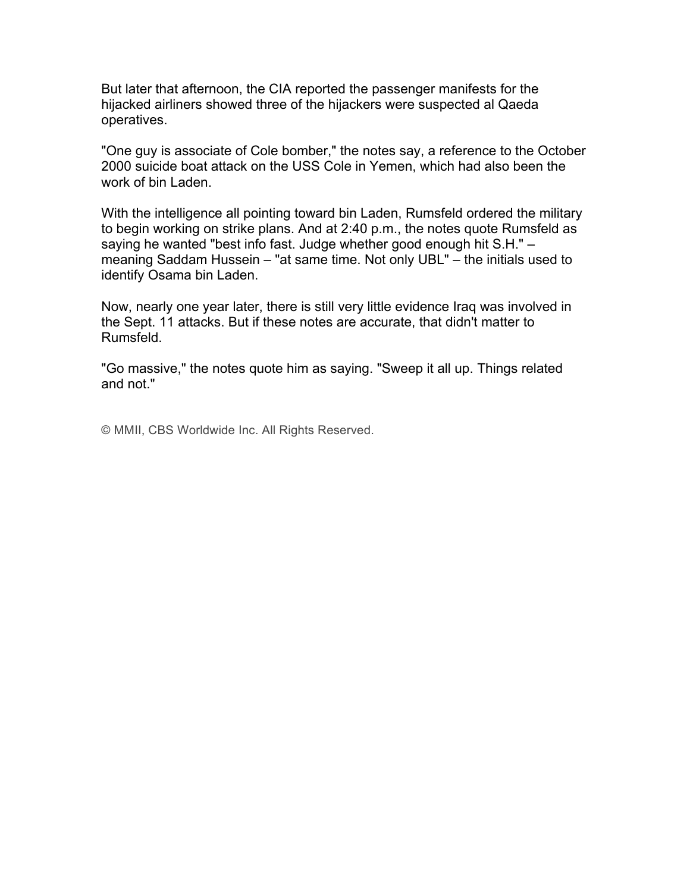But later that afternoon, the CIA reported the passenger manifests for the hijacked airliners showed three of the hijackers were suspected al Qaeda operatives.

"One guy is associate of Cole bomber," the notes say, a reference to the October 2000 suicide boat attack on the USS Cole in Yemen, which had also been the work of bin Laden.

With the intelligence all pointing toward bin Laden, Rumsfeld ordered the military to begin working on strike plans. And at 2:40 p.m., the notes quote Rumsfeld as saying he wanted "best info fast. Judge whether good enough hit S.H." – meaning Saddam Hussein – "at same time. Not only UBL" – the initials used to identify Osama bin Laden.

Now, nearly one year later, there is still very little evidence Iraq was involved in the Sept. 11 attacks. But if these notes are accurate, that didn't matter to Rumsfeld.

"Go massive," the notes quote him as saying. "Sweep it all up. Things related and not."

© MMII, CBS Worldwide Inc. All Rights Reserved.